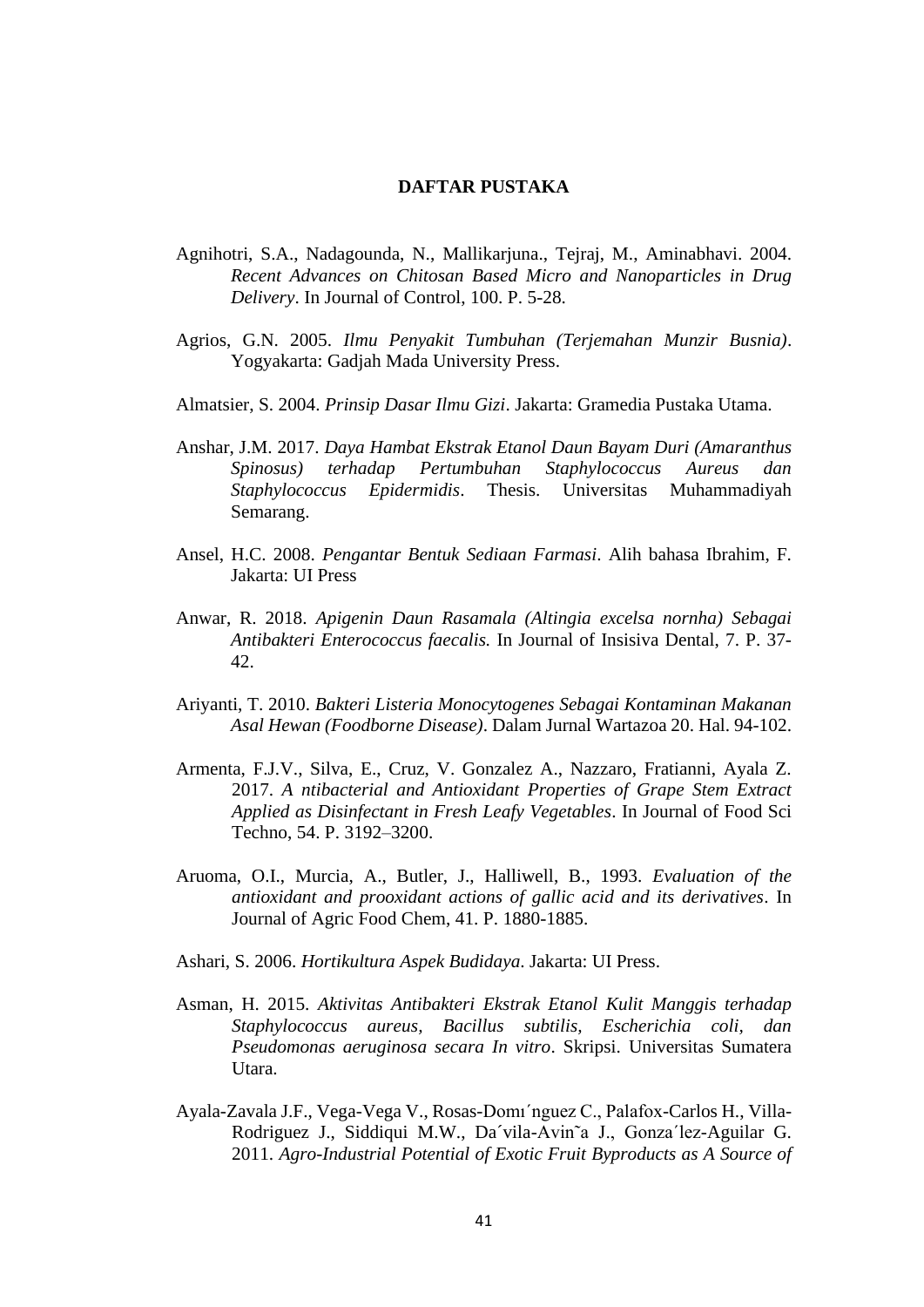# DAFTAR PUSTAKA

Agnihotri, S.A., Nadagounda, N., Mallikarjuna., Tejraj, M., Aminabhavi. 2004. *Recent Advances on Chitosan Based Micro and Nanoparticles in Drug Delivery*. In Journal of Control, 100. P. 5-28.

Agrios, G.N. 2005. *Ilmu Penyakit Tumbuhan (Terjemahan Munzir Busnia)*. Yogyakarta: Gadjah Mada University Press.

Almatsier, S. 2004. *Prinsip Dasar Ilmu Gizi*. Jakarta: Gramedia Pustaka Utama.

Anshar, J.M. 2017. *Daya Hambat Ekstrak Etanol Daun Bayam Duri (Amaranthus Spinosus) terhadap Pertumbuhan Staphylococcus Aureus dan Staphylococcus Epidermidis*. Thesis. Universitas Muhammadiyah Semarang.

Ansel, H.C. 2008. *Pengantar Bentuk Sediaan Farmasi*. Alih bahasa Ibrahim, F. Jakarta: UI Press

Anwar, R. 2018. *Apigenin Daun Rasamala (Altingia excelsa nornha) Sebagai Antibakteri Enterococcus faecalis.* In Journal of Insisiva Dental, 7. P. 37-42.

Ariyanti, T. 2010. *Bakteri Listeria Monocytogenes Sebagai Kontaminan Makanan Asal Hewan (Foodborne Disease)*. Dalam Jurnal Wartazoa 20. Hal. 94-102.

Armenta, F.J.V., Silva, E., Cruz, V. Gonzalez A., Nazzaro, Fratianni, Ayala Z. 2017. *A ntibacterial and Antioxidant Properties of Grape Stem Extract Applied as Disinfectant in Fresh Leafy Vegetables*. In Journal of Food Sci Techno, 54. P. 3192–3200.

Aruoma, O.I., Murcia, A., Butler, J., Halliwell, B., 1993. *Evaluation of the antioxidant and prooxidant actions of gallic acid and its derivatives*. In Journal of Agric Food Chem, 41. P. 1880-1885.

Ashari, S. 2006. *Hortikultura Aspek Budidaya*. Jakarta: UI Press.

Asman, H. 2015. *Aktivitas Antibakteri Ekstrak Etanol Kulit Manggis terhadap Staphylococcus aureus, Bacillus subtilis, Escherichia coli, dan Pseudomonas aeruginosa secara In vitro*. Skripsi. Universitas Sumatera Utara.

Ayala-Zavala J.F., Vega-Vega V., Rosas-Domı´nguez C., Palafox-Carlos H., Villa-Rodriguez J., Siddiqui M.W., Da´vila-Avin˜a J., Gonza´lez-Aguilar G. 2011. *Agro-Industrial Potential of Exotic Fruit Byproducts as A Source of*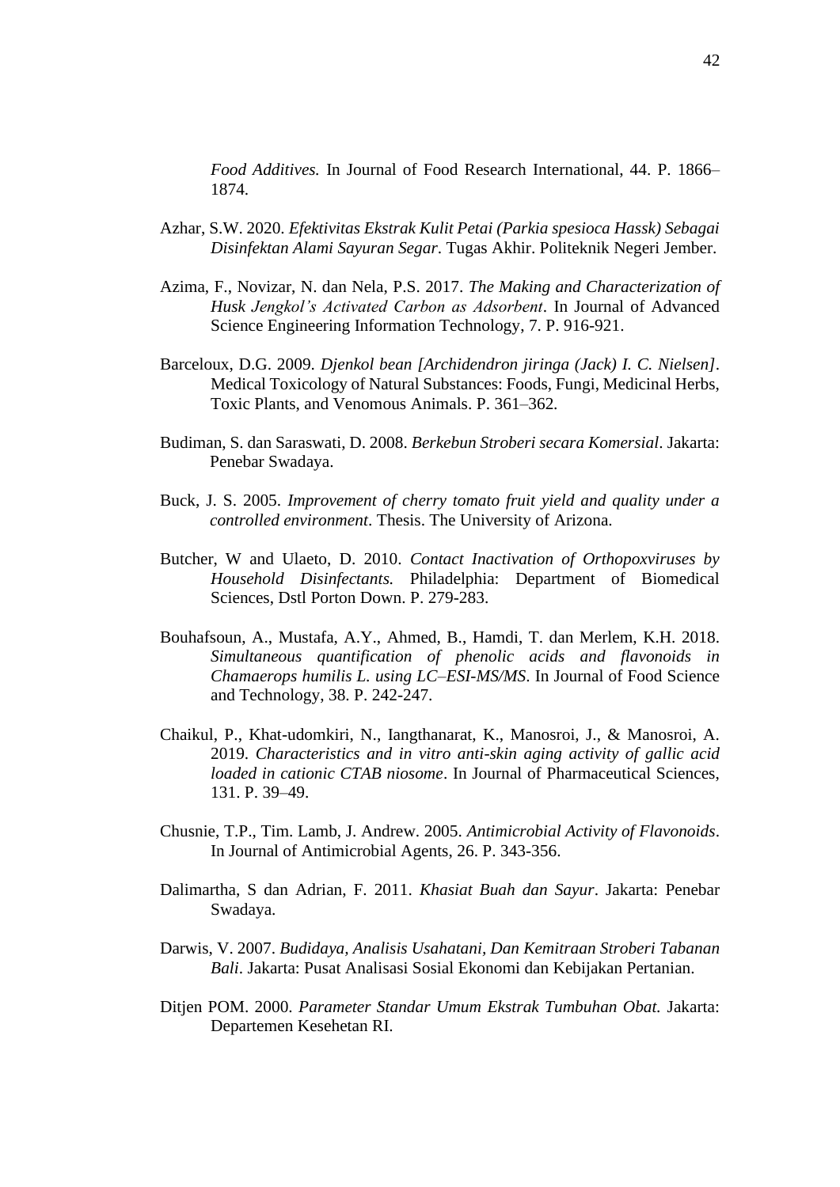*Food Additives.* In Journal of Food Research International, 44. P. 1866–1874.

Azhar, S.W. 2020. *Efektivitas Ekstrak Kulit Petai (Parkia spesioca Hassk) Sebagai Disinfektan Alami Sayuran Segar*. Tugas Akhir. Politeknik Negeri Jember.

Azima, F., Novizar, N. dan Nela, P.S. 2017. *The Making and Characterization of Husk Jengkol's Activated Carbon as Adsorbent*. In Journal of Advanced Science Engineering Information Technology, 7. P. 916-921.

Barceloux, D.G. 2009. *Djenkol bean [Archidendron jiringa (Jack) I. C. Nielsen]*. Medical Toxicology of Natural Substances: Foods, Fungi, Medicinal Herbs, Toxic Plants, and Venomous Animals. P. 361–362.

Budiman, S. dan Saraswati, D. 2008. *Berkebun Stroberi secara Komersial*. Jakarta: Penebar Swadaya.

Buck, J. S. 2005. *Improvement of cherry tomato fruit yield and quality under a controlled environment*. Thesis. The University of Arizona.

Butcher, W and Ulaeto, D. 2010. *Contact Inactivation of Orthopoxviruses by Household Disinfectants.* Philadelphia: Department of Biomedical Sciences, Dstl Porton Down. P. 279-283.

Bouhafsoun, A., Mustafa, A.Y., Ahmed, B., Hamdi, T. dan Merlem, K.H. 2018. *Simultaneous quantification of phenolic acids and flavonoids in Chamaerops humilis L. using LC–ESI-MS/MS*. In Journal of Food Science and Technology, 38. P. 242-247.

Chaikul, P., Khat-udomkiri, N., Iangthanarat, K., Manosroi, J., & Manosroi, A. 2019. *Characteristics and in vitro anti-skin aging activity of gallic acid loaded in cationic CTAB niosome*. In Journal of Pharmaceutical Sciences, 131. P. 39–49.

Chusnie, T.P., Tim. Lamb, J. Andrew. 2005. *Antimicrobial Activity of Flavonoids*. In Journal of Antimicrobial Agents, 26. P. 343-356.

Dalimartha, S dan Adrian, F. 2011. *Khasiat Buah dan Sayur*. Jakarta: Penebar Swadaya.

Darwis, V. 2007. *Budidaya, Analisis Usahatani, Dan Kemitraan Stroberi Tabanan Bali*. Jakarta: Pusat Analisasi Sosial Ekonomi dan Kebijakan Pertanian.

Ditjen POM. 2000. *Parameter Standar Umum Ekstrak Tumbuhan Obat.* Jakarta: Departemen Kesehetan RI.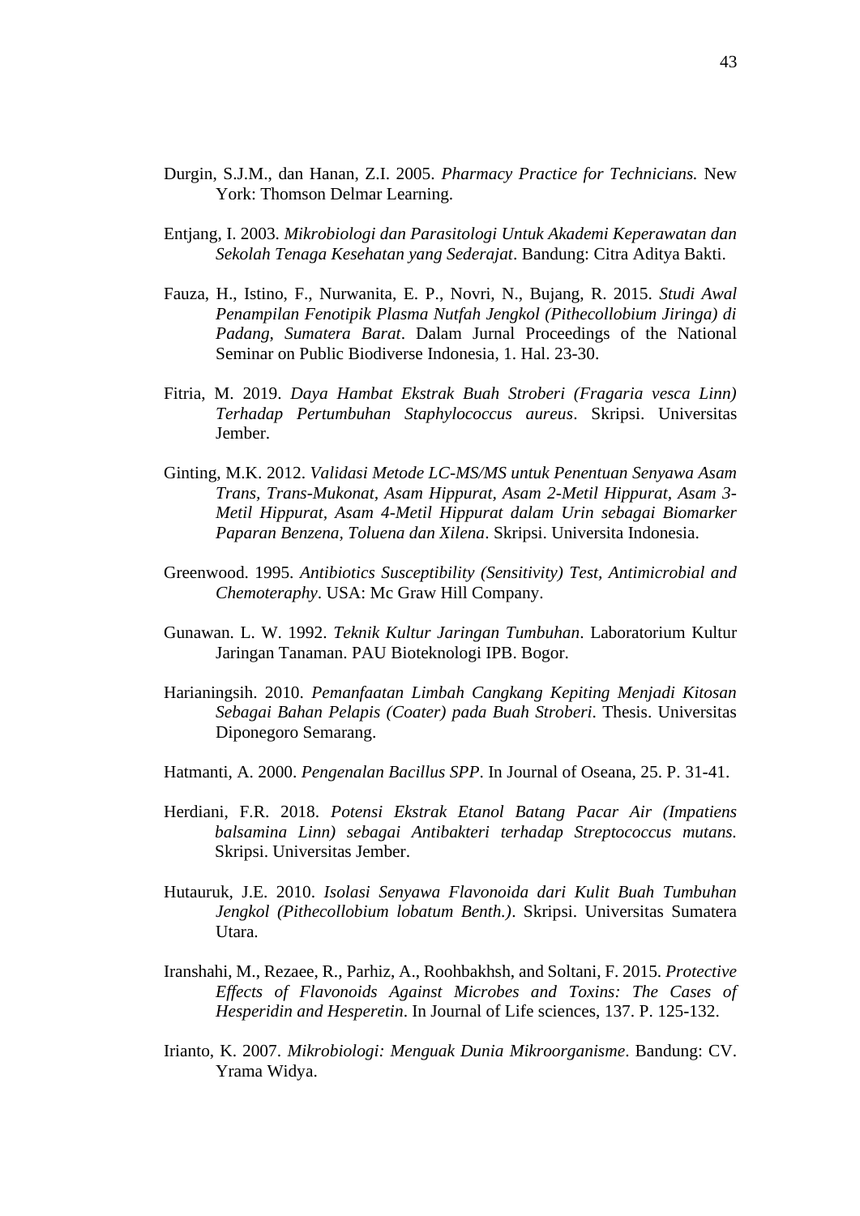Durgin, S.J.M., dan Hanan, Z.I. 2005. *Pharmacy Practice for Technicians.* New York: Thomson Delmar Learning.

Entjang, I. 2003. *Mikrobiologi dan Parasitologi Untuk Akademi Keperawatan dan Sekolah Tenaga Kesehatan yang Sederajat*. Bandung: Citra Aditya Bakti.

Fauza, H., Istino, F., Nurwanita, E. P., Novri, N., Bujang, R. 2015. *Studi Awal Penampilan Fenotipik Plasma Nutfah Jengkol (Pithecollobium Jiringa) di Padang, Sumatera Barat*. Dalam Jurnal Proceedings of the National Seminar on Public Biodiverse Indonesia, 1. Hal. 23-30.

Fitria, M. 2019. *Daya Hambat Ekstrak Buah Stroberi (Fragaria vesca Linn) Terhadap Pertumbuhan Staphylococcus aureus*. Skripsi. Universitas Jember.

Ginting, M.K. 2012. *Validasi Metode LC-MS/MS untuk Penentuan Senyawa Asam Trans, Trans-Mukonat, Asam Hippurat, Asam 2-Metil Hippurat, Asam 3-Metil Hippurat, Asam 4-Metil Hippurat dalam Urin sebagai Biomarker Paparan Benzena, Toluena dan Xilena*. Skripsi. Universita Indonesia.

Greenwood. 1995. *Antibiotics Susceptibility (Sensitivity) Test, Antimicrobial and Chemoteraphy*. USA: Mc Graw Hill Company.

Gunawan. L. W. 1992. *Teknik Kultur Jaringan Tumbuhan*. Laboratorium Kultur Jaringan Tanaman. PAU Bioteknologi IPB. Bogor.

Harianingsih. 2010. *Pemanfaatan Limbah Cangkang Kepiting Menjadi Kitosan Sebagai Bahan Pelapis (Coater) pada Buah Stroberi*. Thesis. Universitas Diponegoro Semarang.

Hatmanti, A. 2000. *Pengenalan Bacillus SPP*. In Journal of Oseana, 25. P. 31-41.

Herdiani, F.R. 2018. *Potensi Ekstrak Etanol Batang Pacar Air (Impatiens balsamina Linn) sebagai Antibakteri terhadap Streptococcus mutans.* Skripsi. Universitas Jember.

Hutauruk, J.E. 2010. *Isolasi Senyawa Flavonoida dari Kulit Buah Tumbuhan Jengkol (Pithecollobium lobatum Benth.)*. Skripsi. Universitas Sumatera Utara.

Iranshahi, M., Rezaee, R., Parhiz, A., Roohbakhsh, and Soltani, F. 2015. *Protective Effects of Flavonoids Against Microbes and Toxins: The Cases of Hesperidin and Hesperetin*. In Journal of Life sciences, 137. P. 125-132.

Irianto, K. 2007. *Mikrobiologi: Menguak Dunia Mikroorganisme*. Bandung: CV. Yrama Widya.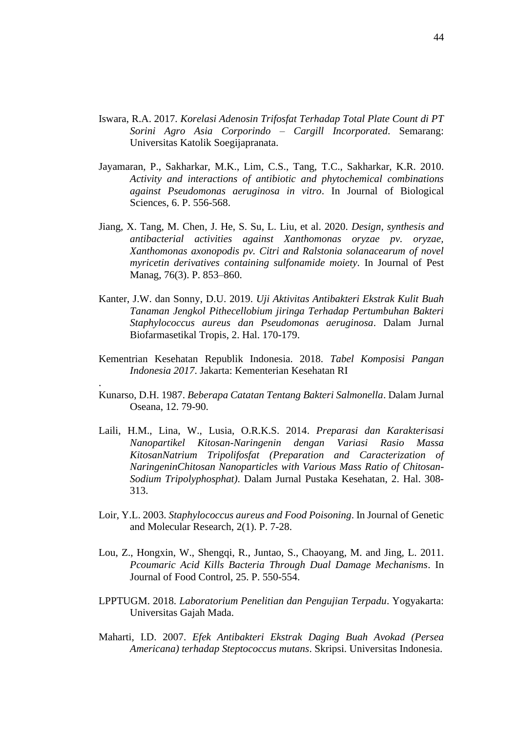Iswara, R.A. 2017. *Korelasi Adenosin Trifosfat Terhadap Total Plate Count di PT Sorini Agro Asia Corporindo – Cargill Incorporated*. Semarang: Universitas Katolik Soegijapranata.

Jayamaran, P., Sakharkar, M.K., Lim, C.S., Tang, T.C., Sakharkar, K.R. 2010. *Activity and interactions of antibiotic and phytochemical combinations against Pseudomonas aeruginosa in vitro*. In Journal of Biological Sciences, 6. P. 556-568.

Jiang, X. Tang, M. Chen, J. He, S. Su, L. Liu, et al. 2020. *Design, synthesis and antibacterial activities against Xanthomonas oryzae pv. oryzae, Xanthomonas axonopodis pv. Citri and Ralstonia solanacearum of novel myricetin derivatives containing sulfonamide moiety*. In Journal of Pest Manag, 76(3). P. 853–860.

Kanter, J.W. dan Sonny, D.U. 2019. *Uji Aktivitas Antibakteri Ekstrak Kulit Buah Tanaman Jengkol Pithecellobium jiringa Terhadap Pertumbuhan Bakteri Staphylococcus aureus dan Pseudomonas aeruginosa*. Dalam Jurnal Biofarmasetikal Tropis, 2. Hal. 170-179.

Kementrian Kesehatan Republik Indonesia. 2018. *Tabel Komposisi Pangan Indonesia 2017*. Jakarta: Kementerian Kesehatan RI

.

Kunarso, D.H. 1987. *Beberapa Catatan Tentang Bakteri Salmonella*. Dalam Jurnal Oseana, 12. 79-90.

Laili, H.M., Lina, W., Lusia, O.R.K.S. 2014. *Preparasi dan Karakterisasi Nanopartikel Kitosan-Naringenin dengan Variasi Rasio Massa KitosanNatrium Tripolifosfat (Preparation and Caracterization of NaringeninChitosan Nanoparticles with Various Mass Ratio of Chitosan-Sodium Tripolyphosphat)*. Dalam Jurnal Pustaka Kesehatan, 2. Hal. 308-313.

Loir, Y.L. 2003. *Staphylococcus aureus and Food Poisoning*. In Journal of Genetic and Molecular Research, 2(1). P. 7-28.

Lou, Z., Hongxin, W., Shengqi, R., Juntao, S., Chaoyang, M. and Jing, L. 2011. *Pcoumaric Acid Kills Bacteria Through Dual Damage Mechanisms*. In Journal of Food Control, 25. P. 550-554.

LPPTUGM. 2018. *Laboratorium Penelitian dan Pengujian Terpadu*. Yogyakarta: Universitas Gajah Mada.

Maharti, I.D. 2007. *Efek Antibakteri Ekstrak Daging Buah Avokad (Persea Americana) terhadap Steptococcus mutans*. Skripsi. Universitas Indonesia.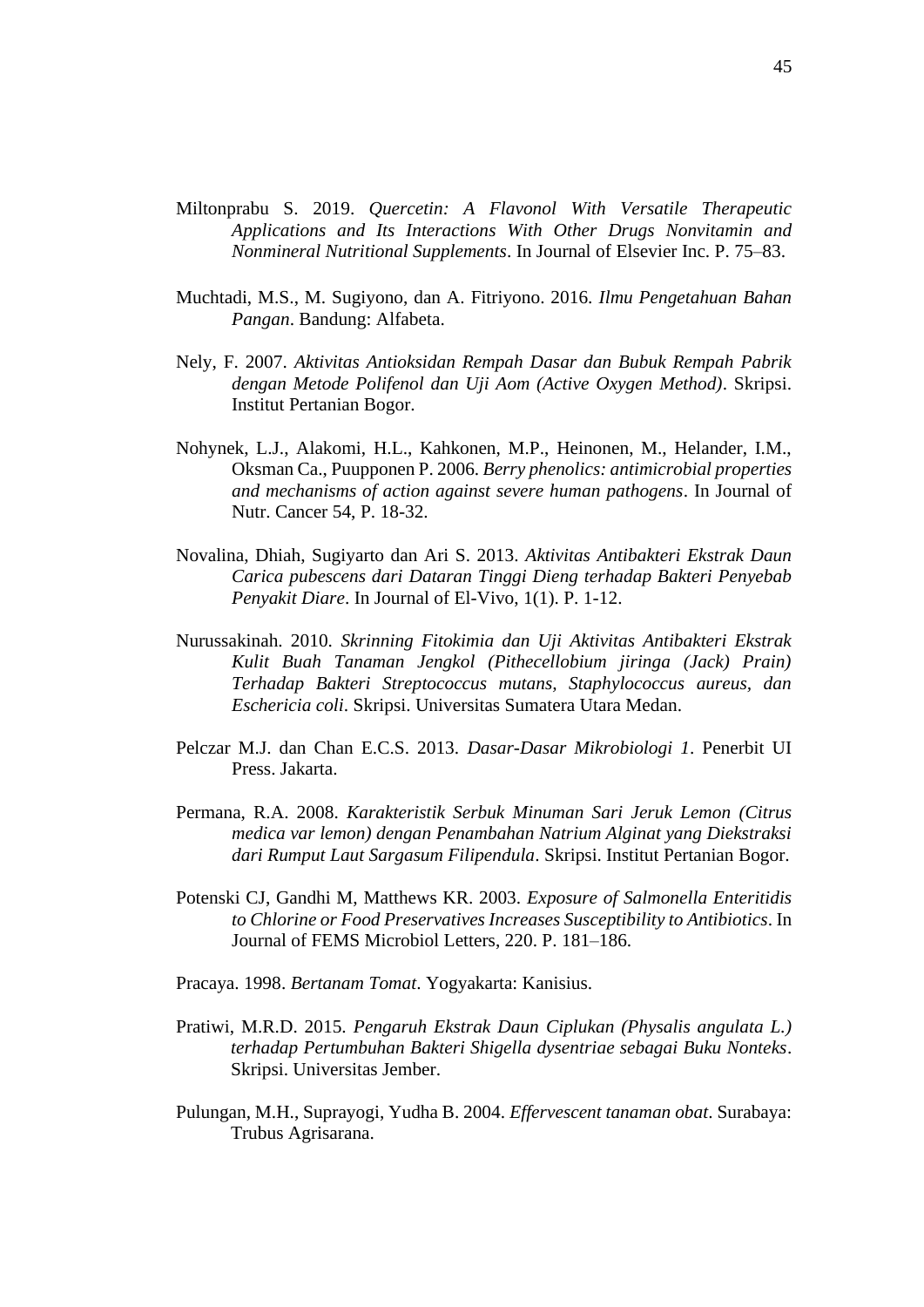Miltonprabu S. 2019. *Quercetin: A Flavonol With Versatile Therapeutic Applications and Its Interactions With Other Drugs Nonvitamin and Nonmineral Nutritional Supplements*. In Journal of Elsevier Inc. P. 75–83.

Muchtadi, M.S., M. Sugiyono, dan A. Fitriyono. 2016. *Ilmu Pengetahuan Bahan Pangan*. Bandung: Alfabeta.

Nely, F. 2007. *Aktivitas Antioksidan Rempah Dasar dan Bubuk Rempah Pabrik dengan Metode Polifenol dan Uji Aom (Active Oxygen Method)*. Skripsi. Institut Pertanian Bogor.

Nohynek, L.J., Alakomi, H.L., Kahkonen, M.P., Heinonen, M., Helander, I.M., Oksman Ca., Puupponen P. 2006. *Berry phenolics: antimicrobial properties and mechanisms of action against severe human pathogens*. In Journal of Nutr. Cancer 54, P. 18-32.

Novalina, Dhiah, Sugiyarto dan Ari S. 2013. *Aktivitas Antibakteri Ekstrak Daun Carica pubescens dari Dataran Tinggi Dieng terhadap Bakteri Penyebab Penyakit Diare*. In Journal of El-Vivo, 1(1). P. 1-12.

Nurussakinah. 2010. *Skrinning Fitokimia dan Uji Aktivitas Antibakteri Ekstrak Kulit Buah Tanaman Jengkol (Pithecellobium jiringa (Jack) Prain) Terhadap Bakteri Streptococcus mutans, Staphylococcus aureus, dan Eschericia coli*. Skripsi. Universitas Sumatera Utara Medan.

Pelczar M.J. dan Chan E.C.S. 2013. *Dasar-Dasar Mikrobiologi 1*. Penerbit UI Press. Jakarta.

Permana, R.A. 2008. *Karakteristik Serbuk Minuman Sari Jeruk Lemon (Citrus medica var lemon) dengan Penambahan Natrium Alginat yang Diekstraksi dari Rumput Laut Sargasum Filipendula*. Skripsi. Institut Pertanian Bogor.

Potenski CJ, Gandhi M, Matthews KR. 2003. *Exposure of Salmonella Enteritidis to Chlorine or Food Preservatives Increases Susceptibility to Antibiotics*. In Journal of FEMS Microbiol Letters, 220. P. 181–186.

Pracaya. 1998. *Bertanam Tomat*. Yogyakarta: Kanisius.

Pratiwi, M.R.D. 2015. *Pengaruh Ekstrak Daun Ciplukan (Physalis angulata L.) terhadap Pertumbuhan Bakteri Shigella dysentriae sebagai Buku Nonteks*. Skripsi. Universitas Jember.

Pulungan, M.H., Suprayogi, Yudha B. 2004. *Effervescent tanaman obat*. Surabaya: Trubus Agrisarana.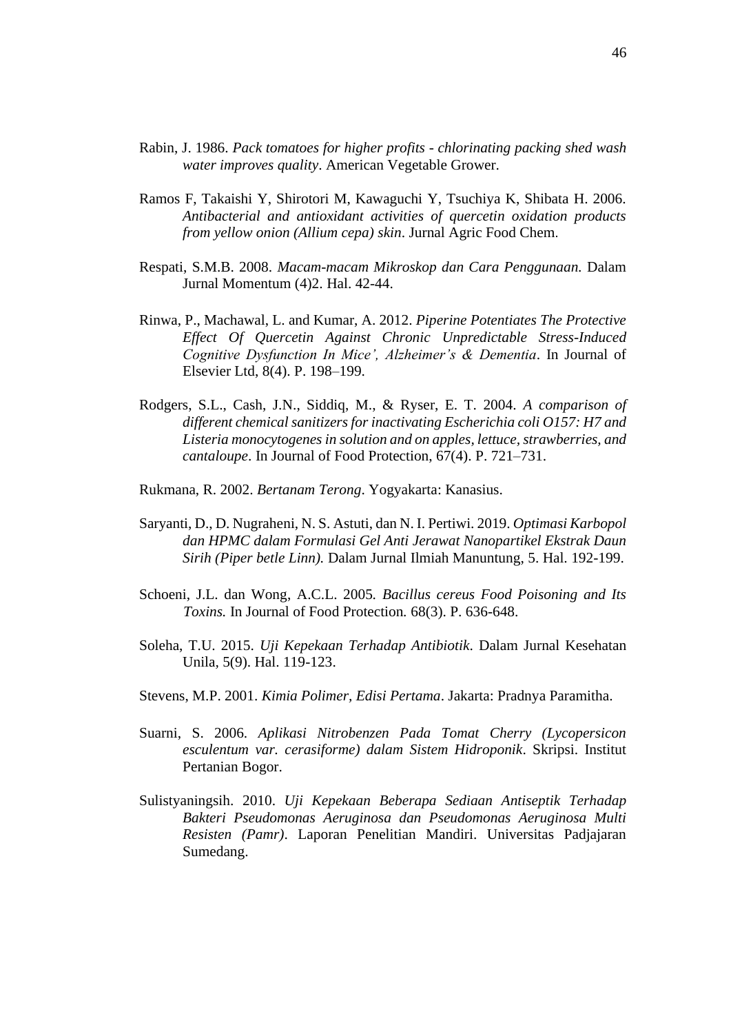Rabin, J. 1986. *Pack tomatoes for higher profits - chlorinating packing shed wash water improves quality*. American Vegetable Grower.

Ramos F, Takaishi Y, Shirotori M, Kawaguchi Y, Tsuchiya K, Shibata H. 2006. *Antibacterial and antioxidant activities of quercetin oxidation products from yellow onion (Allium cepa) skin*. Jurnal Agric Food Chem.

Respati, S.M.B. 2008. *Macam-macam Mikroskop dan Cara Penggunaan.* Dalam Jurnal Momentum (4)2. Hal. 42-44.

Rinwa, P., Machawal, L. and Kumar, A. 2012. *Piperine Potentiates The Protective Effect Of Quercetin Against Chronic Unpredictable Stress-Induced Cognitive Dysfunction In Mice', Alzheimer's & Dementia*. In Journal of Elsevier Ltd, 8(4). P. 198–199.

Rodgers, S.L., Cash, J.N., Siddiq, M., & Ryser, E. T. 2004. *A comparison of different chemical sanitizers for inactivating Escherichia coli O157: H7 and Listeria monocytogenes in solution and on apples, lettuce, strawberries, and cantaloupe*. In Journal of Food Protection, 67(4). P. 721–731.

Rukmana, R. 2002. *Bertanam Terong*. Yogyakarta: Kanasius.

Saryanti, D., D. Nugraheni, N. S. Astuti, dan N. I. Pertiwi. 2019. *Optimasi Karbopol dan HPMC dalam Formulasi Gel Anti Jerawat Nanopartikel Ekstrak Daun Sirih (Piper betle Linn).* Dalam Jurnal Ilmiah Manuntung, 5. Hal. 192-199.

Schoeni, J.L. dan Wong, A.C.L. 2005. *Bacillus cereus Food Poisoning and Its Toxins.* In Journal of Food Protection. 68(3). P. 636-648.

Soleha, T.U. 2015. *Uji Kepekaan Terhadap Antibiotik*. Dalam Jurnal Kesehatan Unila, 5(9). Hal. 119-123.

Stevens, M.P. 2001. *Kimia Polimer, Edisi Pertama*. Jakarta: Pradnya Paramitha.

Suarni, S. 2006. *Aplikasi Nitrobenzen Pada Tomat Cherry (Lycopersicon esculentum var. cerasiforme) dalam Sistem Hidroponik*. Skripsi. Institut Pertanian Bogor.

Sulistyaningsih. 2010. *Uji Kepekaan Beberapa Sediaan Antiseptik Terhadap Bakteri Pseudomonas Aeruginosa dan Pseudomonas Aeruginosa Multi Resisten (Pamr)*. Laporan Penelitian Mandiri. Universitas Padjajaran Sumedang.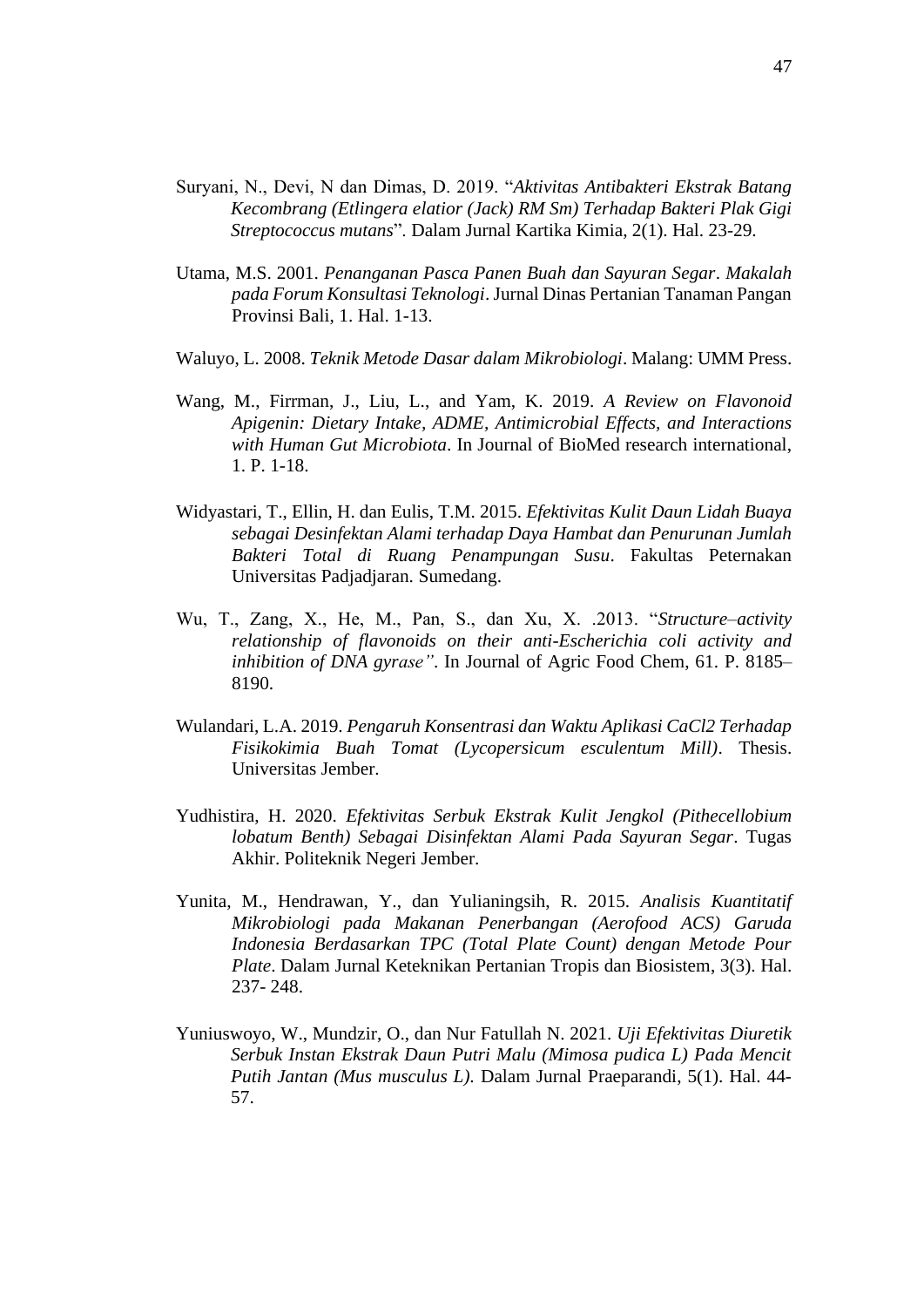Suryani, N., Devi, N dan Dimas, D. 2019. "*Aktivitas Antibakteri Ekstrak Batang Kecombrang (Etlingera elatior (Jack) RM Sm) Terhadap Bakteri Plak Gigi Streptococcus mutans*". Dalam Jurnal Kartika Kimia, 2(1). Hal. 23-29.

Utama, M.S. 2001. *Penanganan Pasca Panen Buah dan Sayuran Segar*. *Makalah pada Forum Konsultasi Teknologi*. Jurnal Dinas Pertanian Tanaman Pangan Provinsi Bali, 1. Hal. 1-13.

Waluyo, L. 2008. *Teknik Metode Dasar dalam Mikrobiologi*. Malang: UMM Press.

Wang, M., Firrman, J., Liu, L., and Yam, K. 2019. *A Review on Flavonoid Apigenin: Dietary Intake, ADME, Antimicrobial Effects, and Interactions with Human Gut Microbiota*. In Journal of BioMed research international, 1. P. 1-18.

Widyastari, T., Ellin, H. dan Eulis, T.M. 2015. *Efektivitas Kulit Daun Lidah Buaya sebagai Desinfektan Alami terhadap Daya Hambat dan Penurunan Jumlah Bakteri Total di Ruang Penampungan Susu*. Fakultas Peternakan Universitas Padjadjaran. Sumedang.

Wu, T., Zang, X., He, M., Pan, S., dan Xu, X. .2013. "*Structure–activity relationship of flavonoids on their anti-Escherichia coli activity and inhibition of DNA gyrase"*. In Journal of Agric Food Chem, 61. P. 8185–8190.

Wulandari, L.A. 2019. *Pengaruh Konsentrasi dan Waktu Aplikasi CaCl2 Terhadap Fisikokimia Buah Tomat (Lycopersicum esculentum Mill)*. Thesis. Universitas Jember.

Yudhistira, H. 2020. *Efektivitas Serbuk Ekstrak Kulit Jengkol (Pithecellobium lobatum Benth) Sebagai Disinfektan Alami Pada Sayuran Segar*. Tugas Akhir. Politeknik Negeri Jember.

Yunita, M., Hendrawan, Y., dan Yulianingsih, R. 2015. *Analisis Kuantitatif Mikrobiologi pada Makanan Penerbangan (Aerofood ACS) Garuda Indonesia Berdasarkan TPC (Total Plate Count) dengan Metode Pour Plate*. Dalam Jurnal Keteknikan Pertanian Tropis dan Biosistem, 3(3). Hal. 237- 248.

Yuniuswoyo, W., Mundzir, O., dan Nur Fatullah N. 2021. *Uji Efektivitas Diuretik Serbuk Instan Ekstrak Daun Putri Malu (Mimosa pudica L) Pada Mencit Putih Jantan (Mus musculus L).* Dalam Jurnal Praeparandi, 5(1). Hal. 44-57.